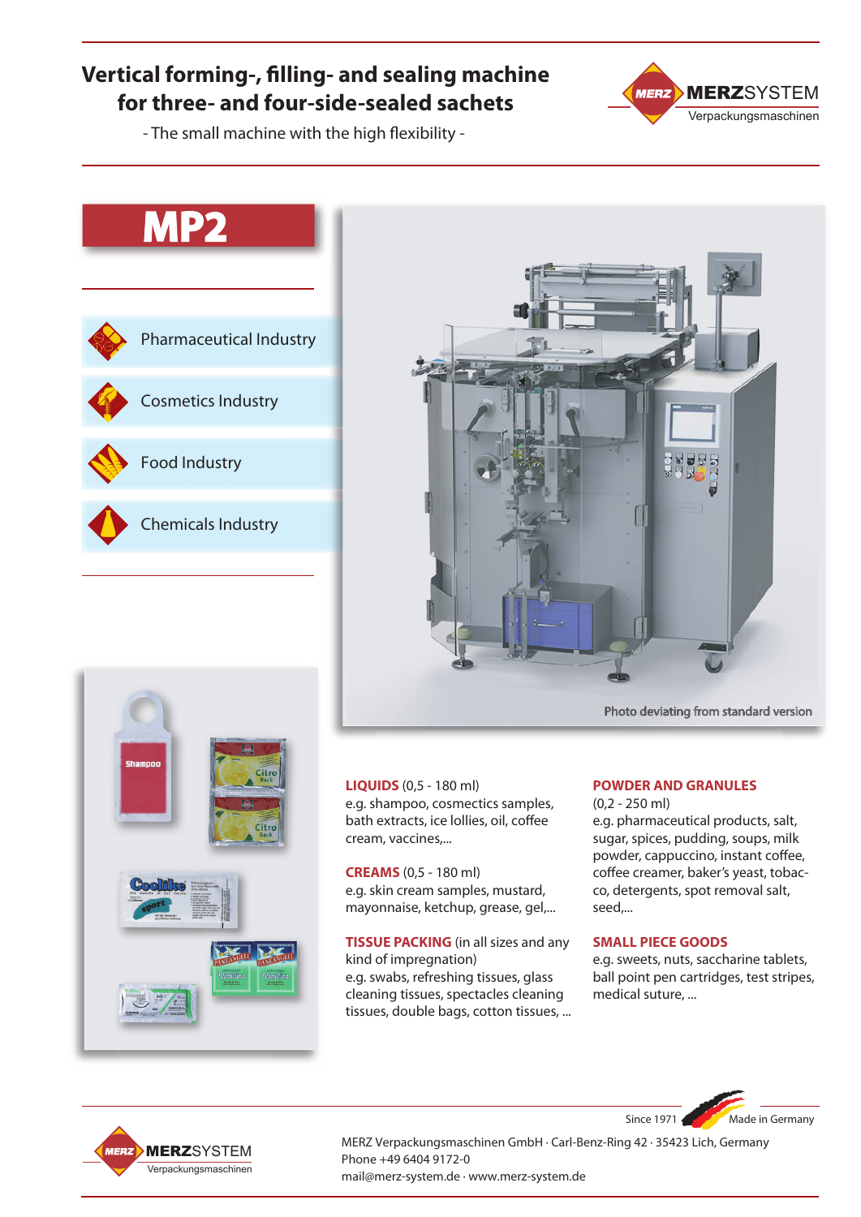# Vertical forming-, filling- and sealing machine for three- and four-side-sealed sachets

- The small machine with the high flexibility -

MERZSYSTEM Verpackungsmaschinen

## MP2

- Pharmaceutical Industry
- Cosmetics Industry
- Food Industry
- Chemicals Industry

Photo deviating from standard version

**LIQUIDS** (0,5 - 180 ml)
e.g. shampoo, cosmectics samples, bath extracts, ice lollies, oil, coffee cream, vaccines,...

**CREAMS** (0,5 - 180 ml)
e.g. skin cream samples, mustard, mayonnaise, ketchup, grease, gel,...

**TISSUE PACKING** (in all sizes and any kind of impregnation)
e.g. swabs, refreshing tissues, glass cleaning tissues, spectacles cleaning tissues, double bags, cotton tissues, ...

**POWDER AND GRANULES**
(0,2 - 250 ml)
e.g. pharmaceutical products, salt, sugar, spices, pudding, soups, milk powder, cappuccino, instant coffee, coffee creamer, baker's yeast, tobacco, detergents, spot removal salt, seed,...

**SMALL PIECE GOODS**
e.g. sweets, nuts, saccharine tablets, ball point pen cartridges, test stripes, medical suture, ...

Since 1971 · Made in Germany

MERZSYSTEM Verpackungsmaschinen

MERZ Verpackungsmaschinen GmbH · Carl-Benz-Ring 42 · 35423 Lich, Germany
Phone +49 6404 9172-0
mail@merz-system.de · www.merz-system.de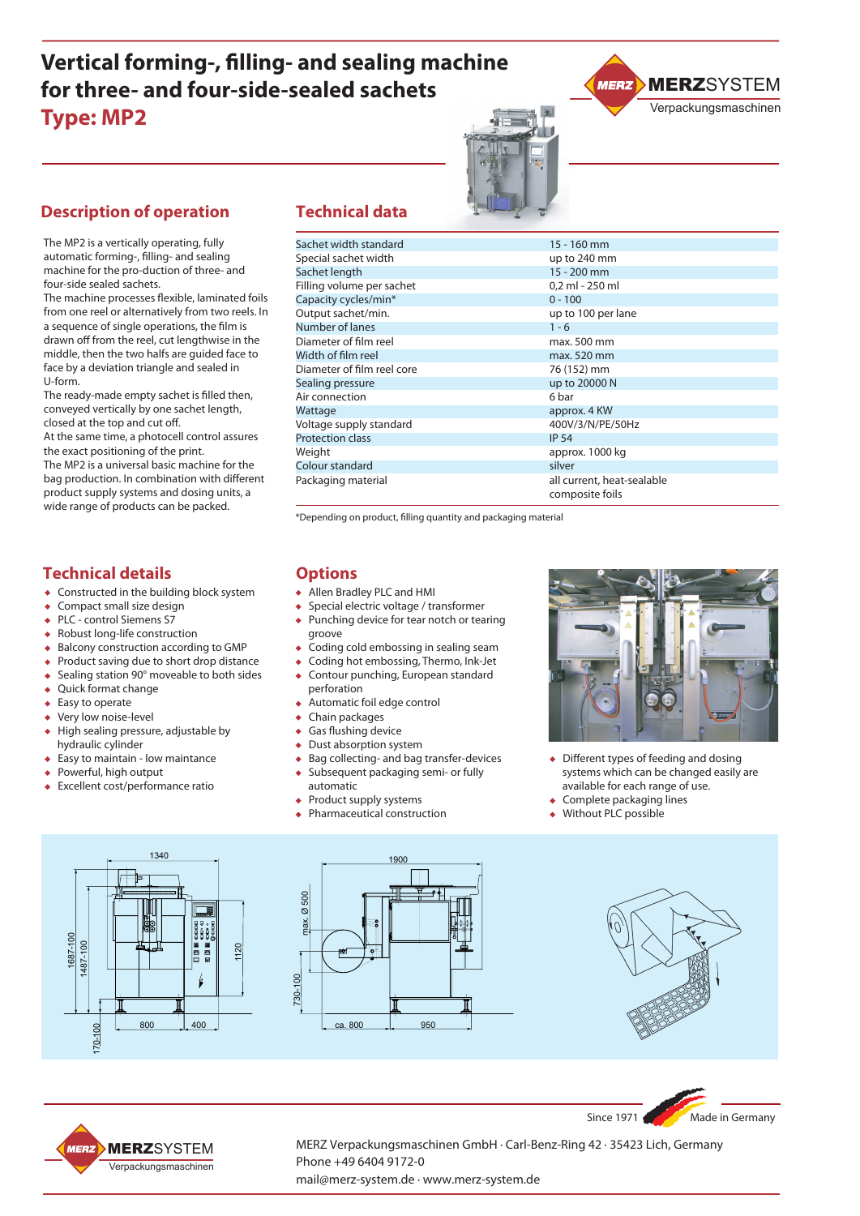# Vertical forming-, filling- and sealing machine for three- and four-side-sealed sachets

## Type: MP2

MERZSYSTEM Verpackungsmaschinen

## Description of operation

The MP2 is a vertically operating, fully automatic forming-, filling- and sealing machine for the pro-duction of three- and four-side sealed sachets.

The machine processes flexible, laminated foils from one reel or alternatively from two reels. In a sequence of single operations, the film is drawn off from the reel, cut lengthwise in the middle, then the two halfs are guided face to face by a deviation triangle and sealed in U-form.

The ready-made empty sachet is filled then, conveyed vertically by one sachet length, closed at the top and cut off.

At the same time, a photocell control assures the exact positioning of the print.

The MP2 is a universal basic machine for the bag production. In combination with different product supply systems and dosing units, a wide range of products can be packed.

## Technical data

| | |
|---|---|
| Sachet width standard | 15 - 160 mm |
| Special sachet width | up to 240 mm |
| Sachet length | 15 - 200 mm |
| Filling volume per sachet | 0,2 ml - 250 ml |
| Capacity cycles/min* | 0 - 100 |
| Output sachet/min. | up to 100 per lane |
| Number of lanes | 1 - 6 |
| Diameter of film reel | max. 500 mm |
| Width of film reel | max. 520 mm |
| Diameter of film reel core | 76 (152) mm |
| Sealing pressure | up to 20000 N |
| Air connection | 6 bar |
| Wattage | approx. 4 KW |
| Voltage supply standard | 400V/3/N/PE/50Hz |
| Protection class | IP 54 |
| Weight | approx. 1000 kg |
| Colour standard | silver |
| Packaging material | all current, heat-sealable composite foils |

*Depending on product, filling quantity and packaging material

## Technical details

- Constructed in the building block system
- Compact small size design
- PLC - control Siemens S7
- Robust long-life construction
- Balcony construction according to GMP
- Product saving due to short drop distance
- Sealing station 90° moveable to both sides
- Quick format change
- Easy to operate
- Very low noise-level
- High sealing pressure, adjustable by hydraulic cylinder
- Easy to maintain - low maintance
- Powerful, high output
- Excellent cost/performance ratio

## Options

- Allen Bradley PLC and HMI
- Special electric voltage / transformer
- Punching device for tear notch or tearing groove
- Coding cold embossing in sealing seam
- Coding hot embossing, Thermo, Ink-Jet
- Contour punching, European standard perforation
- Automatic foil edge control
- Chain packages
- Gas flushing device
- Dust absorption system
- Bag collecting- and bag transfer-devices
- Subsequent packaging semi- or fully automatic
- Product supply systems
- Pharmaceutical construction

- Different types of feeding and dosing systems which can be changed easily are available for each range of use.
- Complete packaging lines
- Without PLC possible

1340
1687-100
1487-100
1120
800
400
170-100

1900
max. Ø 500
730-100
ca. 800
950

Since 1971 Made in Germany

MERZSYSTEM Verpackungsmaschinen

MERZ Verpackungsmaschinen GmbH · Carl-Benz-Ring 42 · 35423 Lich, Germany
Phone +49 6404 9172-0
mail@merz-system.de · www.merz-system.de